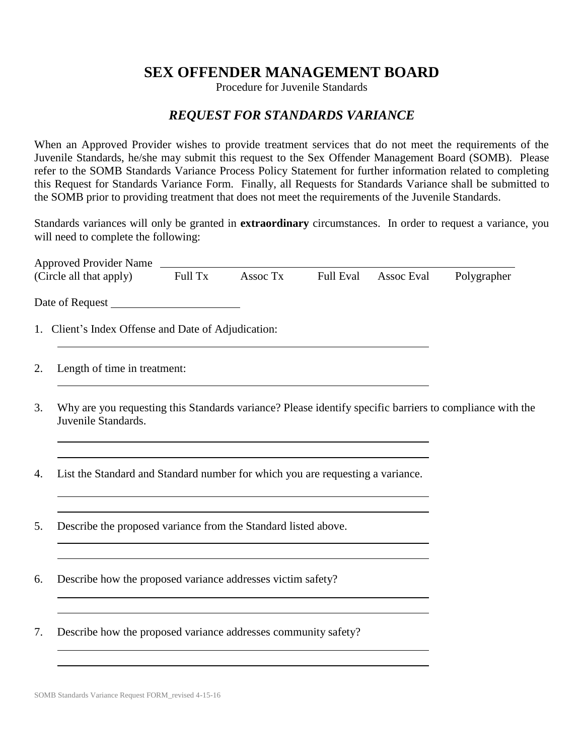# SEX OFFENDER MANAGEMENT BOARD

Procedure for Juvenile Standards

## *REQUEST FOR STANDARDS VARIANCE*

When an Approved Provider wishes to provide treatment services that do not meet the requirements of the Juvenile Standards, he/she may submit this request to the Sex Offender Management Board (SOMB). Please refer to the SOMB Standards Variance Process Policy Statement for further information related to completing this Request for Standards Variance Form. Finally, all Requests for Standards Variance shall be submitted to the SOMB prior to providing treatment that does not meet the requirements of the Juvenile Standards.

Standards variances will only be granted in **extraordinary** circumstances. In order to request a variance, you will need to complete the following:

Approved Provider Name ______________________________

(Circle all that apply) Full Tx Assoc Tx Full Eval Assoc Eval Polygrapher

Date of Request ____________________

1. Client's Index Offense and Date of Adjudication:

   ______________________________

2. Length of time in treatment:

   ______________________________

3. Why are you requesting this Standards variance? Please identify specific barriers to compliance with the Juvenile Standards.

   ______________________________

   ______________________________

4. List the Standard and Standard number for which you are requesting a variance.

   ______________________________

   ______________________________

5. Describe the proposed variance from the Standard listed above.

   ______________________________

   ______________________________

6. Describe how the proposed variance addresses victim safety?

   ______________________________

   ______________________________

7. Describe how the proposed variance addresses community safety?

   ______________________________

   ______________________________

SOMB Standards Variance Request FORM_revised 4-15-16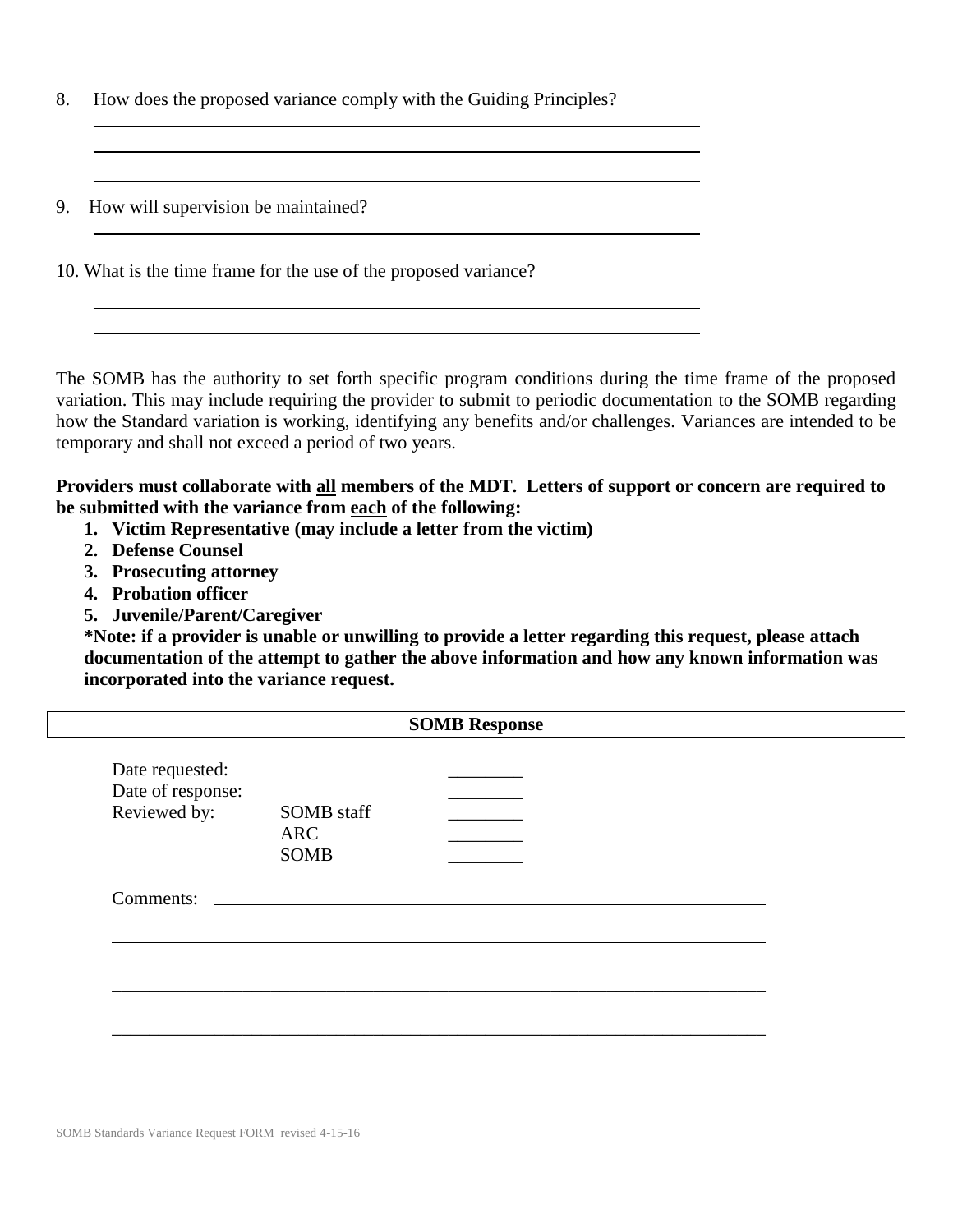8. How does the proposed variance comply with the Guiding Principles?

______________________________________________________________________

______________________________________________________________________

______________________________________________________________________

9. How will supervision be maintained?

______________________________________________________________________

10. What is the time frame for the use of the proposed variance?

______________________________________________________________________

______________________________________________________________________

The SOMB has the authority to set forth specific program conditions during the time frame of the proposed variation. This may include requiring the provider to submit to periodic documentation to the SOMB regarding how the Standard variation is working, identifying any benefits and/or challenges. Variances are intended to be temporary and shall not exceed a period of two years.

**Providers must collaborate with <u>all</u> members of the MDT. Letters of support or concern are required to be submitted with the variance from <u>each</u> of the following:**

1. **Victim Representative (may include a letter from the victim)**
2. **Defense Counsel**
3. **Prosecuting attorney**
4. **Probation officer**
5. **Juvenile/Parent/Caregiver**

**\*Note: if a provider is unable or unwilling to provide a letter regarding this request, please attach documentation of the attempt to gather the above information and how any known information was incorporated into the variance request.**

## SOMB Response

| | | |
|---|---|---|
| Date requested: | | ________ |
| Date of response: | | ________ |
| Reviewed by: | SOMB staff | ________ |
| | ARC | ________ |
| | SOMB | ________ |

Comments: ______________________________________________________________

______________________________________________________________________

______________________________________________________________________

______________________________________________________________________